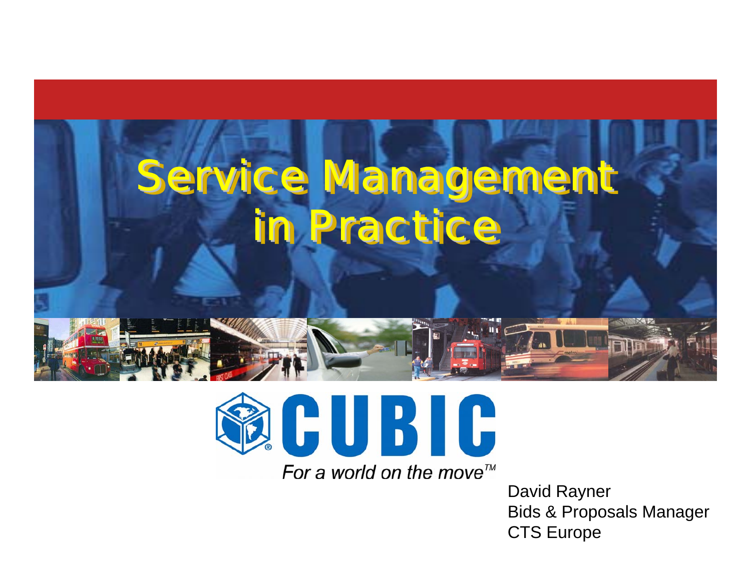# Service Management in Practice

CUBIC

*For a world on the move™*

David Rayner
Bids & Proposals Manager
CTS Europe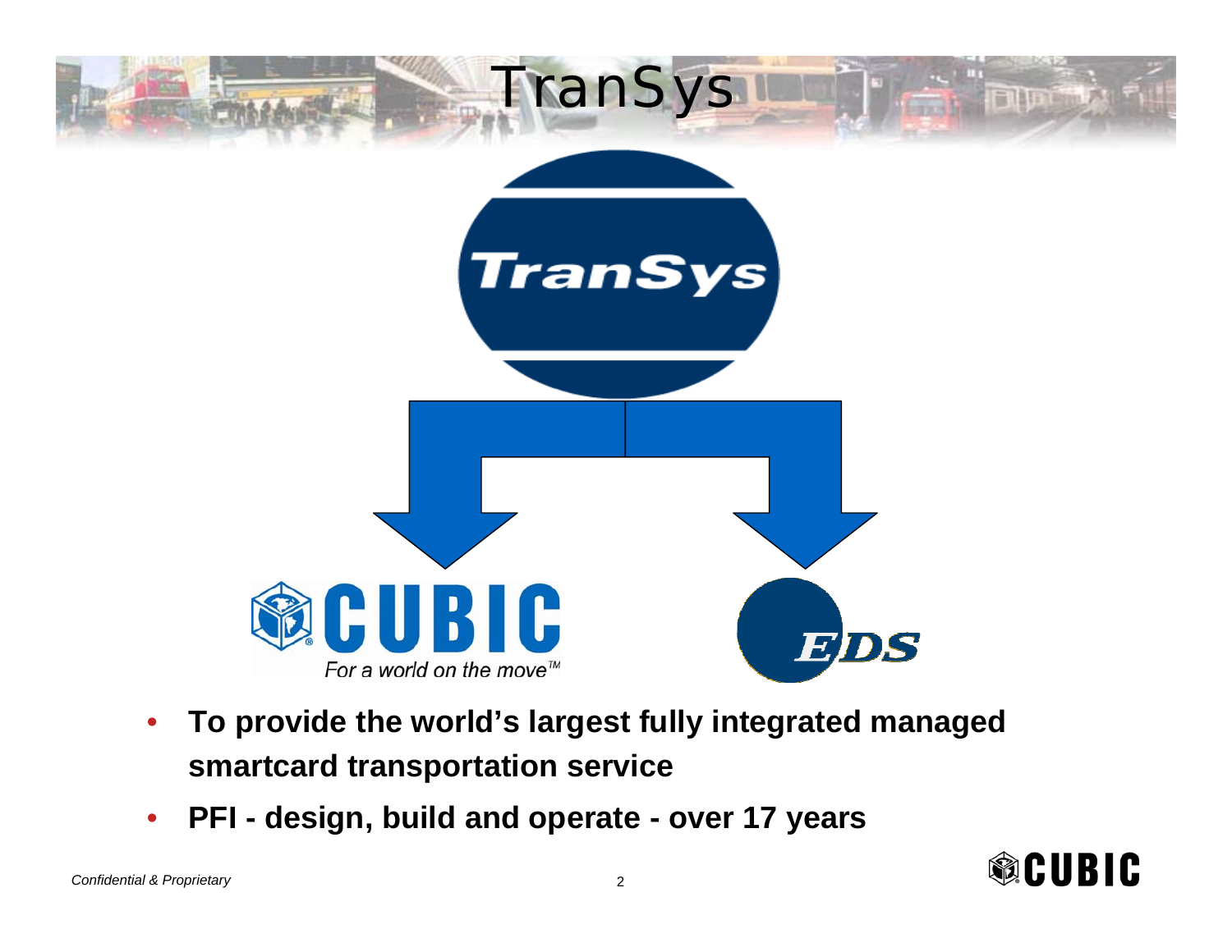# TranSys

TranSys

CUBIC

*For a world on the move™*

EDS

- **To provide the world's largest fully integrated managed smartcard transportation service**
- **PFI - design, build and operate - over 17 years**

*Confidential & Proprietary*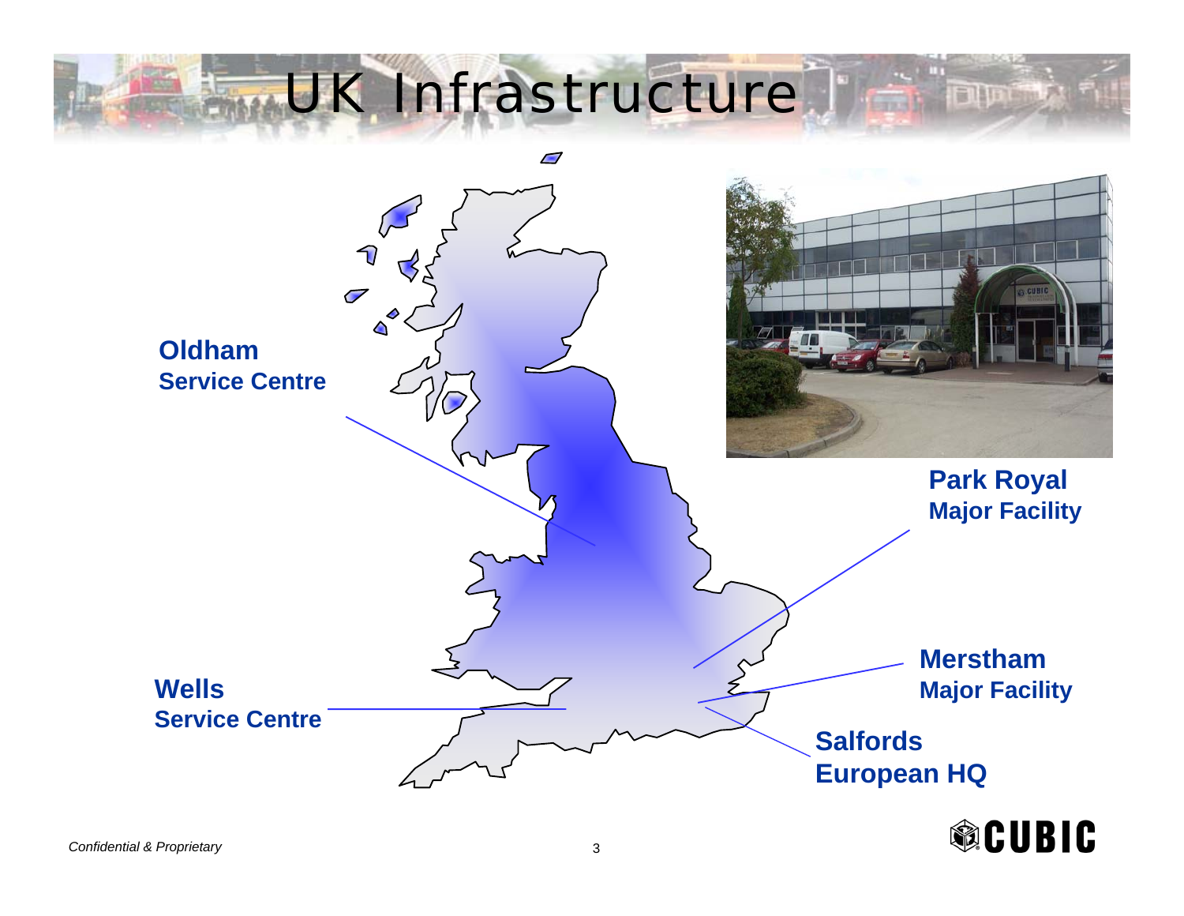# UK Infrastructure

**Oldham**
**Service Centre**

**Wells**
**Service Centre**

**Park Royal**
**Major Facility**

**Merstham**
**Major Facility**

**Salfords**
**European HQ**

*Confidential & Proprietary*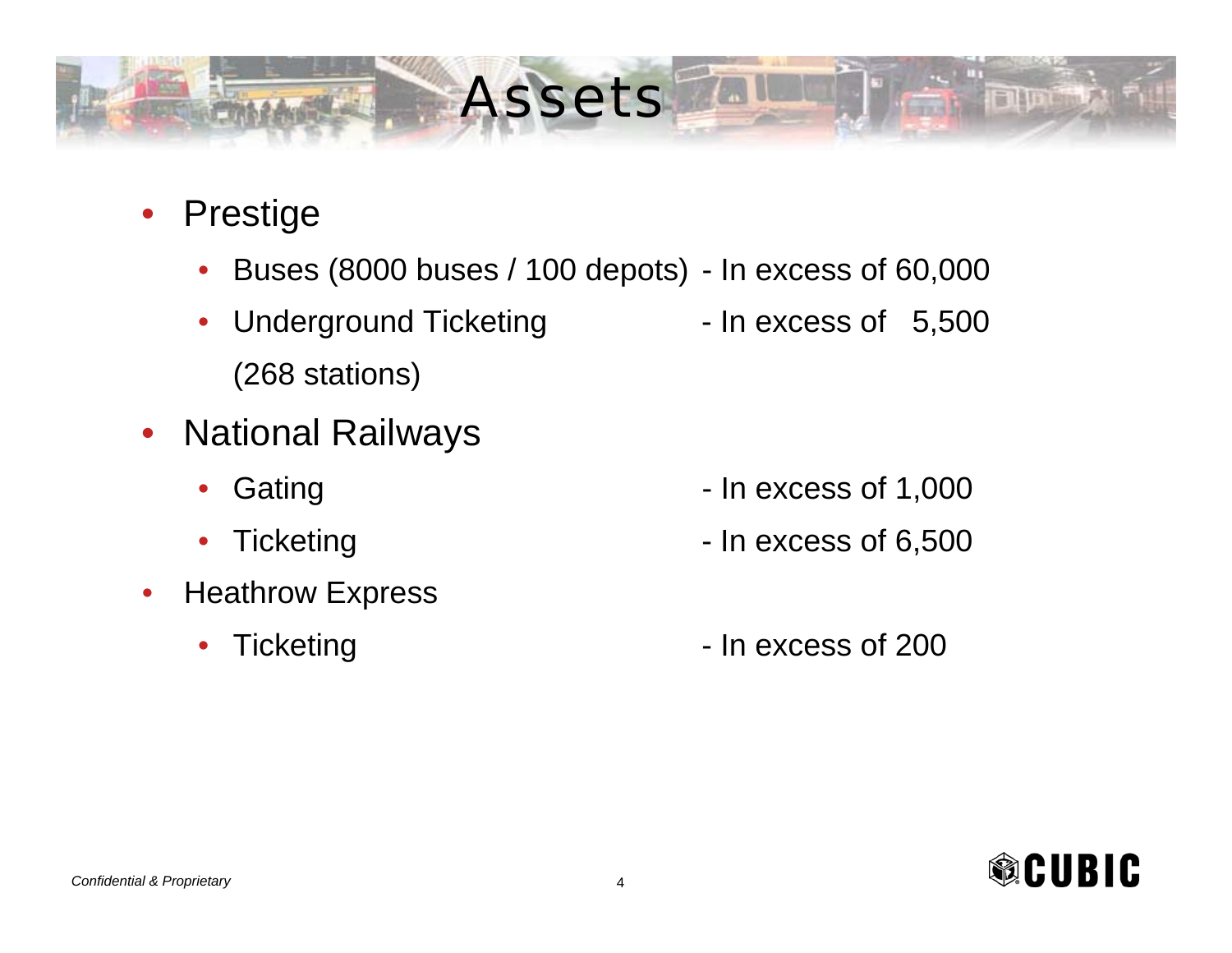# Assets

- Prestige
  - Buses (8000 buses / 100 depots) - In excess of 60,000
  - Underground Ticketing - In excess of 5,500
    (268 stations)
- National Railways
  - Gating - In excess of 1,000
  - Ticketing - In excess of 6,500
- Heathrow Express
  - Ticketing - In excess of 200

*Confidential & Proprietary*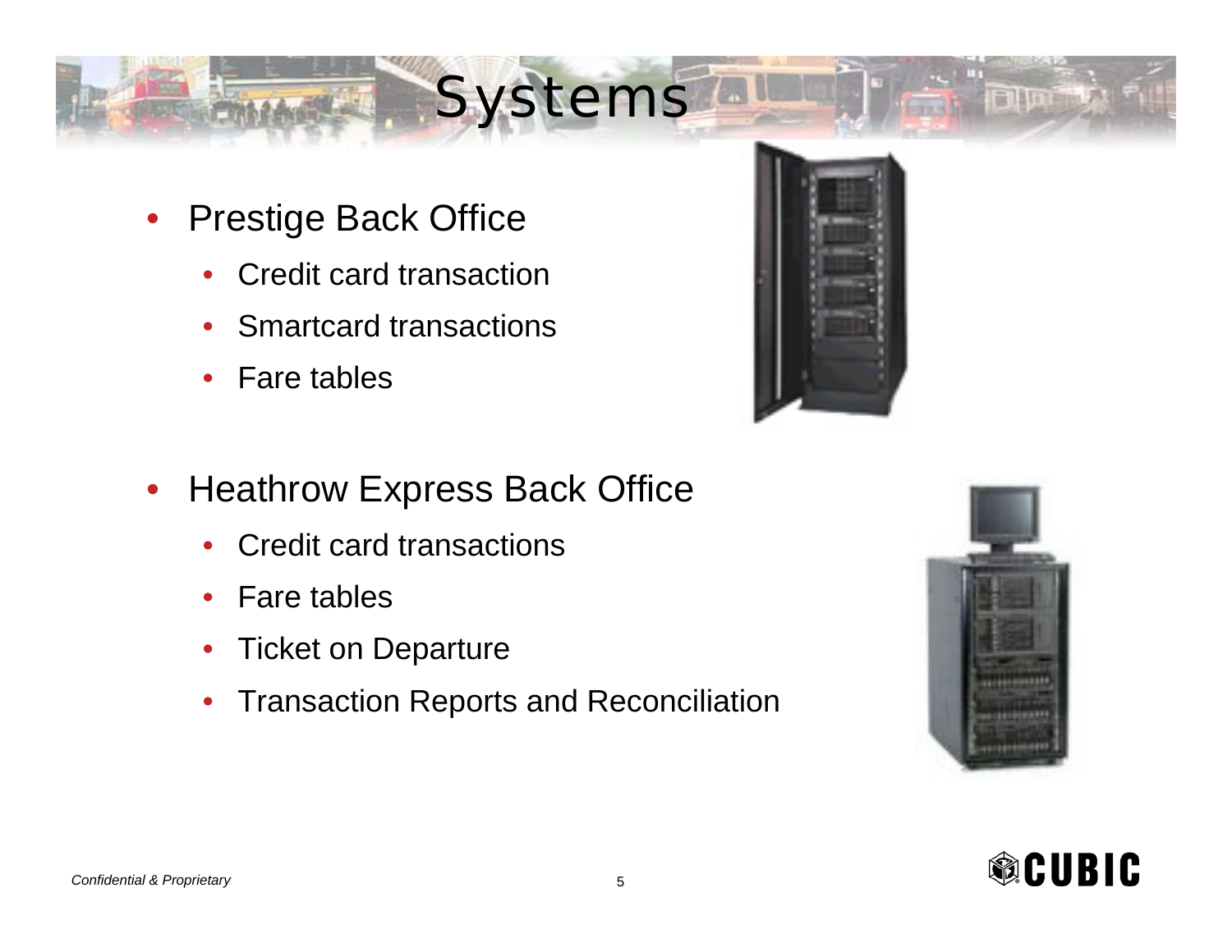# Systems

- Prestige Back Office
  - Credit card transaction
  - Smartcard transactions
  - Fare tables

- Heathrow Express Back Office
  - Credit card transactions
  - Fare tables
  - Ticket on Departure
  - Transaction Reports and Reconciliation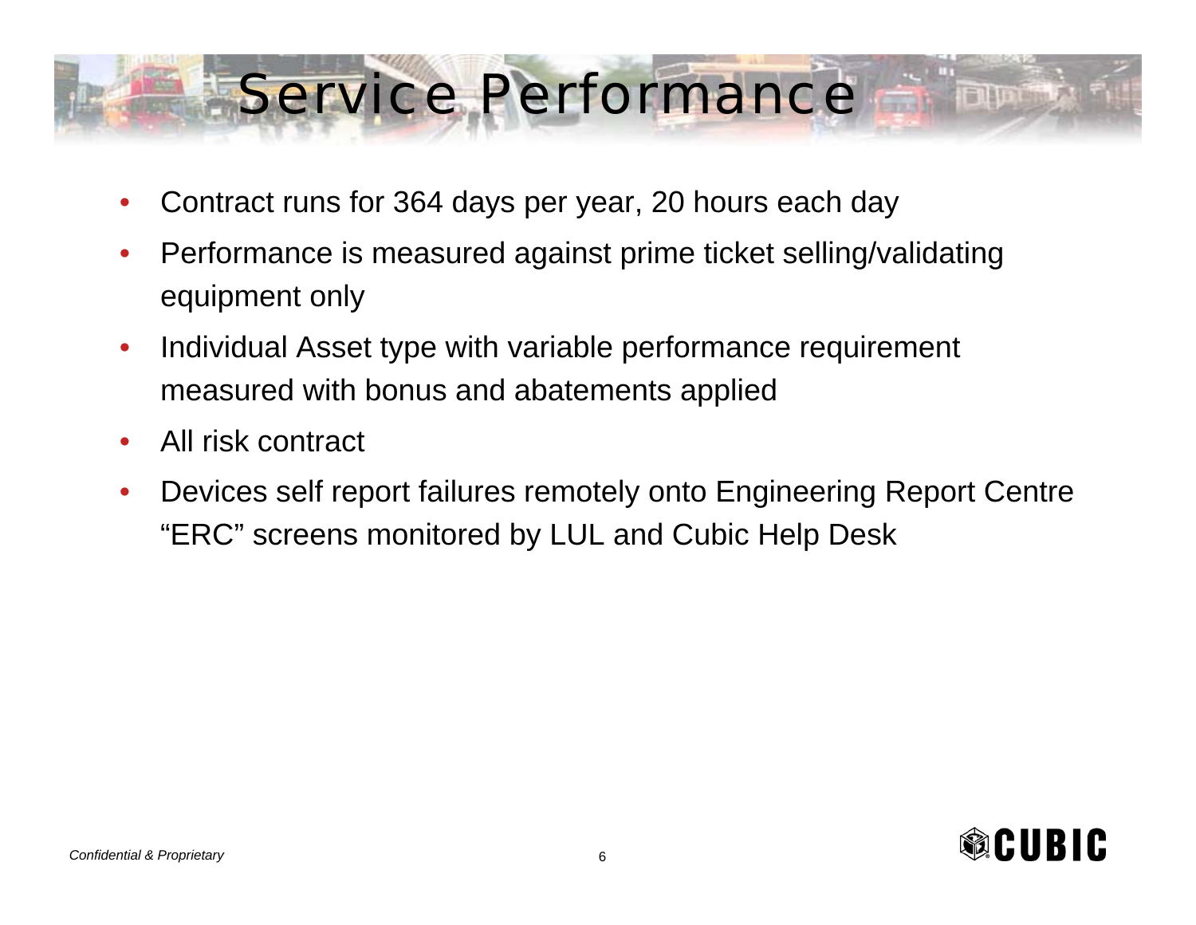# Service Performance

- Contract runs for 364 days per year, 20 hours each day
- Performance is measured against prime ticket selling/validating equipment only
- Individual Asset type with variable performance requirement measured with bonus and abatements applied
- All risk contract
- Devices self report failures remotely onto Engineering Report Centre "ERC" screens monitored by LUL and Cubic Help Desk

*Confidential & Proprietary*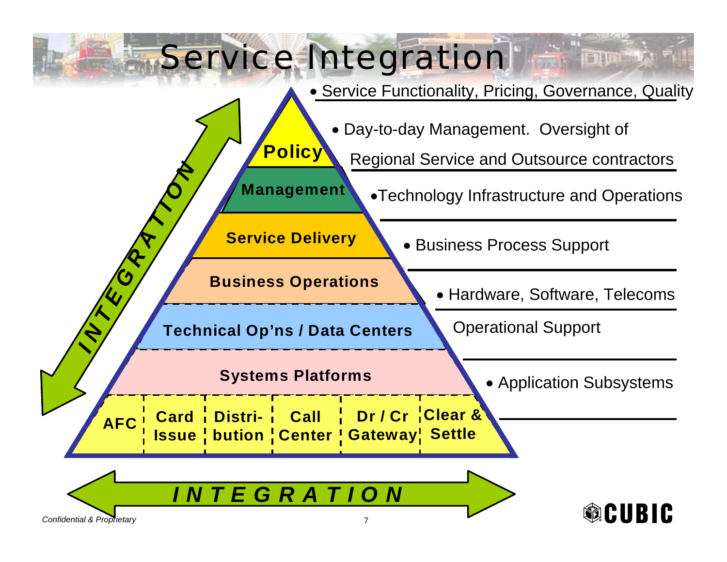# Service Integration

- Service Functionality, Pricing, Governance, Quality
- Day-to-day Management. Oversight of Regional Service and Outsource contractors
- Technology Infrastructure and Operations
- Business Process Support
- Hardware, Software, Telecoms Operational Support
- Application Subsystems

**Policy**

**Management**

**Service Delivery**

**Business Operations**

**Technical Op'ns / Data Centers**

**Systems Platforms**

| AFC | Card Issue | Distri-bution | Call Center | Dr / Cr Gateway | Clear & Settle |
|---|---|---|---|---|---|

***INTEGRATION***

***INTEGRATION***

*Confidential & Proprietary*

CUBIC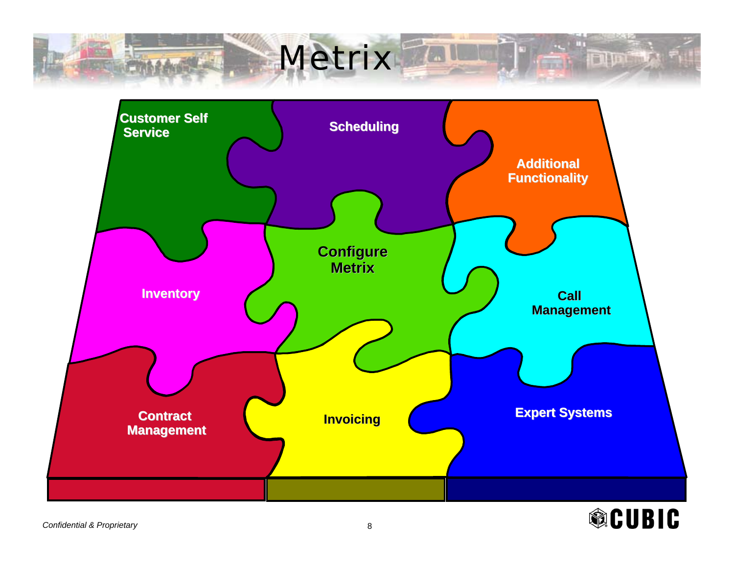# Metrix

- Customer Self Service
- Scheduling
- Additional Functionality
- Inventory
- Configure Metrix
- Call Management
- Contract Management
- Invoicing
- Expert Systems

*Confidential & Proprietary*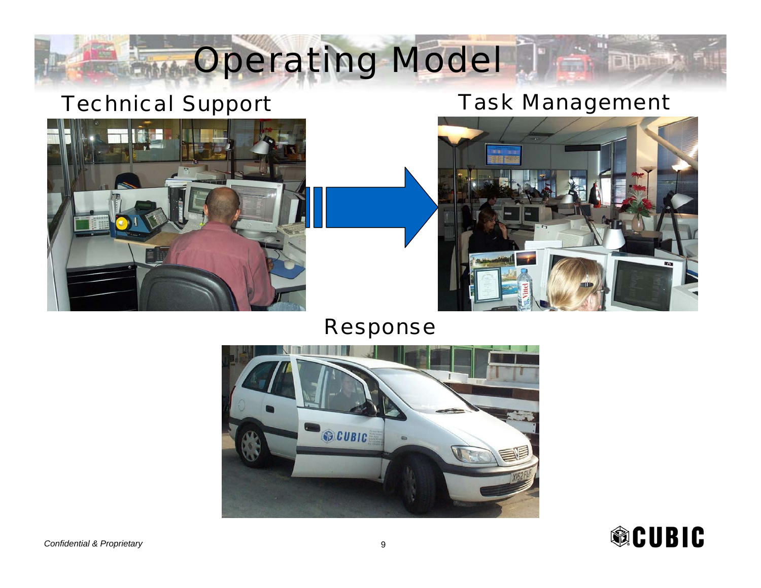# Operating Model

## Technical Support

## Task Management

## Response

*Confidential & Proprietary*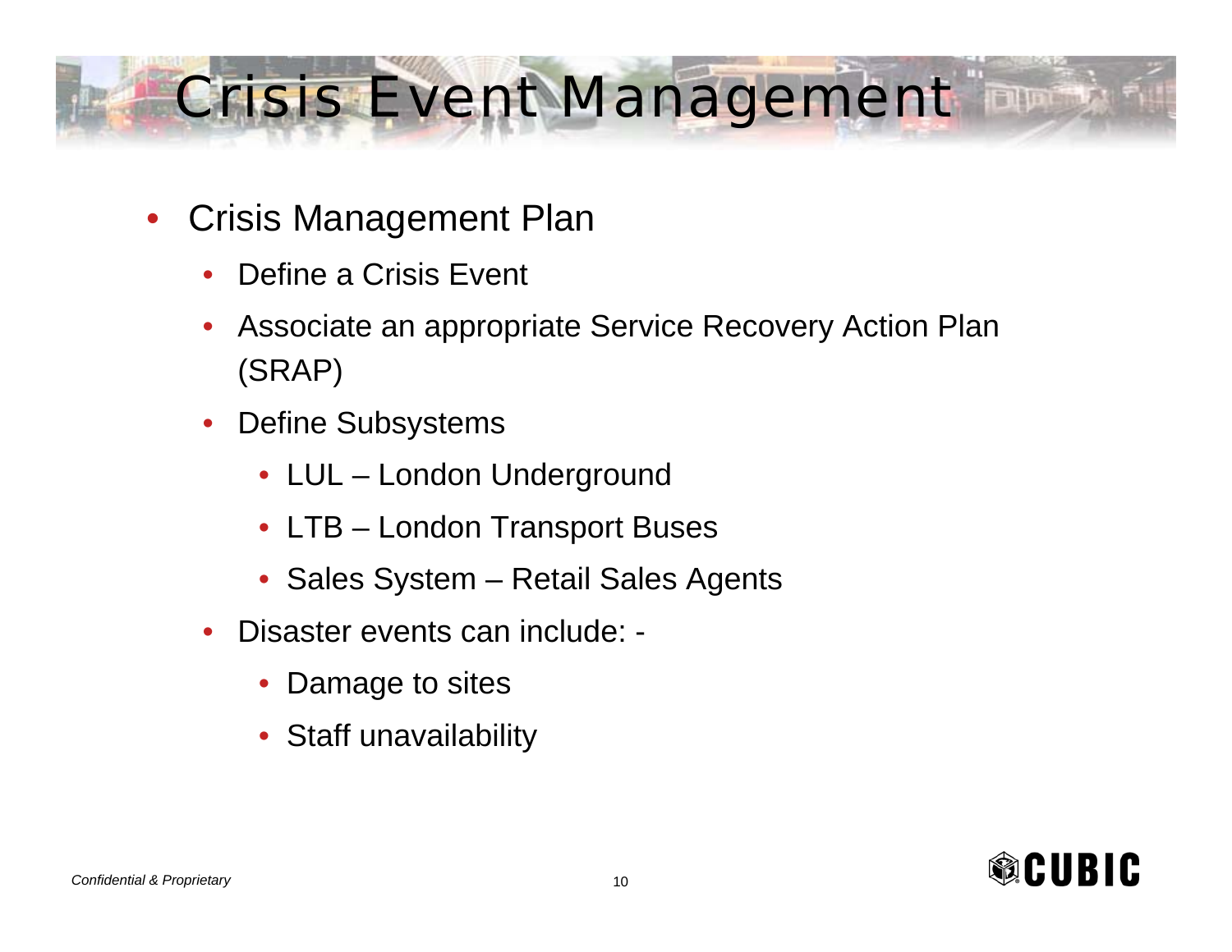# Crisis Event Management

- Crisis Management Plan
  - Define a Crisis Event
  - Associate an appropriate Service Recovery Action Plan (SRAP)
  - Define Subsystems
    - LUL – London Underground
    - LTB – London Transport Buses
    - Sales System – Retail Sales Agents
  - Disaster events can include: -
    - Damage to sites
    - Staff unavailability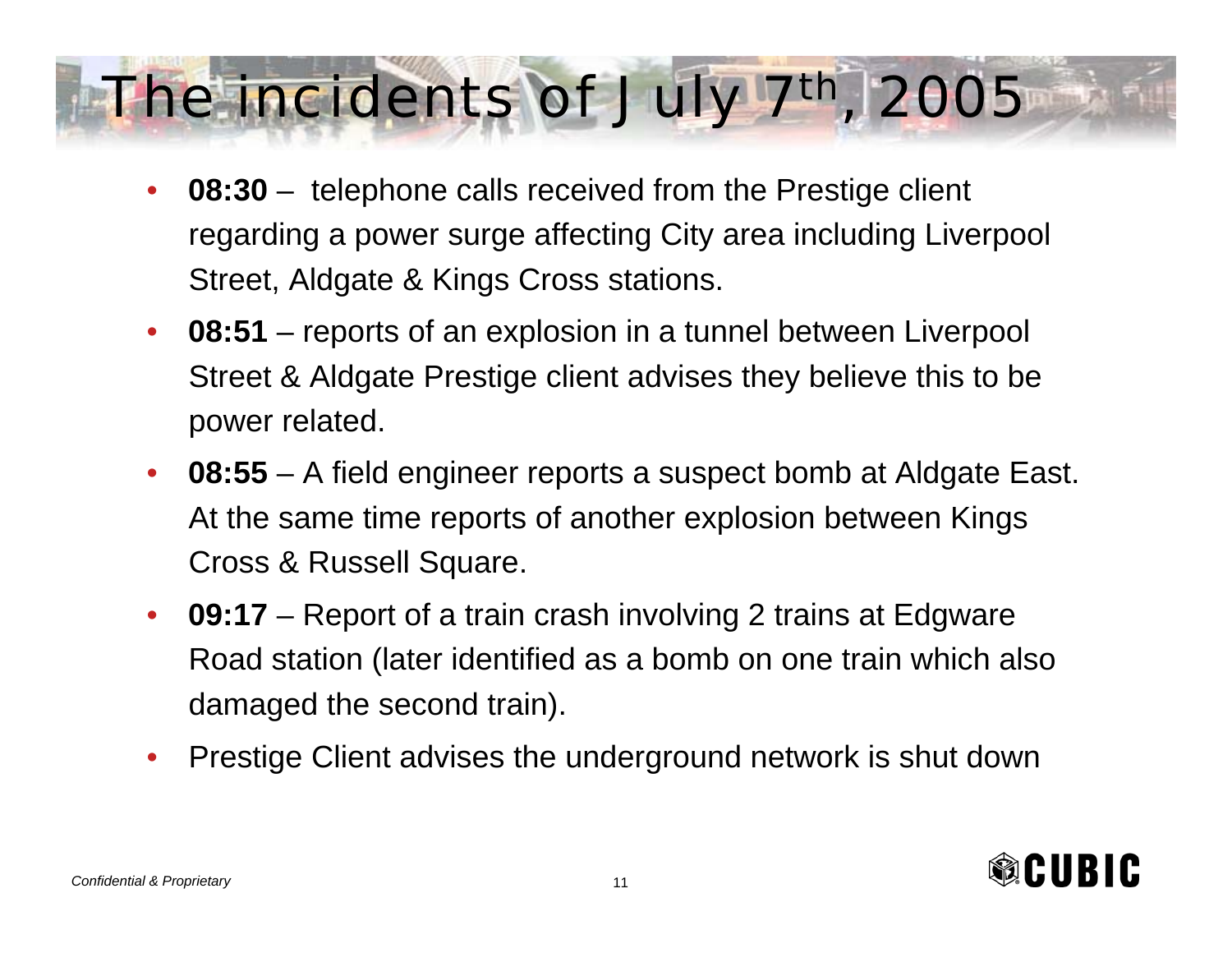# The incidents of July 7th, 2005

- **08:30** – telephone calls received from the Prestige client regarding a power surge affecting City area including Liverpool Street, Aldgate & Kings Cross stations.
- **08:51** – reports of an explosion in a tunnel between Liverpool Street & Aldgate Prestige client advises they believe this to be power related.
- **08:55** – A field engineer reports a suspect bomb at Aldgate East. At the same time reports of another explosion between Kings Cross & Russell Square.
- **09:17** – Report of a train crash involving 2 trains at Edgware Road station (later identified as a bomb on one train which also damaged the second train).
- Prestige Client advises the underground network is shut down

*Confidential & Proprietary*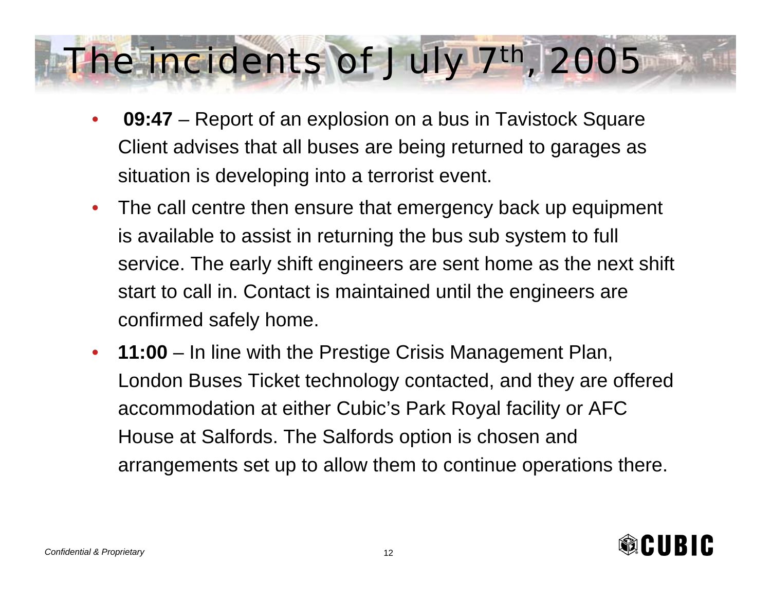# The incidents of July 7th, 2005

- **09:47** – Report of an explosion on a bus in Tavistock Square Client advises that all buses are being returned to garages as situation is developing into a terrorist event.
- The call centre then ensure that emergency back up equipment is available to assist in returning the bus sub system to full service. The early shift engineers are sent home as the next shift start to call in. Contact is maintained until the engineers are confirmed safely home.
- **11:00** – In line with the Prestige Crisis Management Plan, London Buses Ticket technology contacted, and they are offered accommodation at either Cubic's Park Royal facility or AFC House at Salfords. The Salfords option is chosen and arrangements set up to allow them to continue operations there.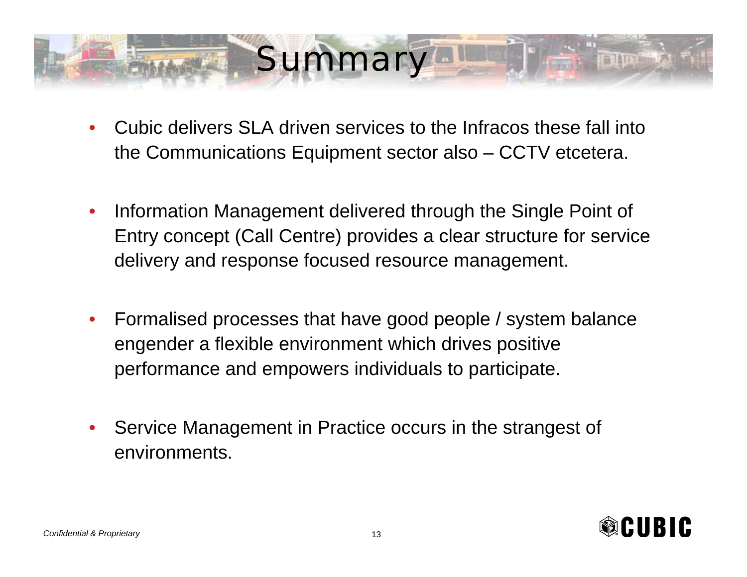# Summary

- Cubic delivers SLA driven services to the Infracos these fall into the Communications Equipment sector also – CCTV etcetera.
- Information Management delivered through the Single Point of Entry concept (Call Centre) provides a clear structure for service delivery and response focused resource management.
- Formalised processes that have good people / system balance engender a flexible environment which drives positive performance and empowers individuals to participate.
- Service Management in Practice occurs in the strangest of environments.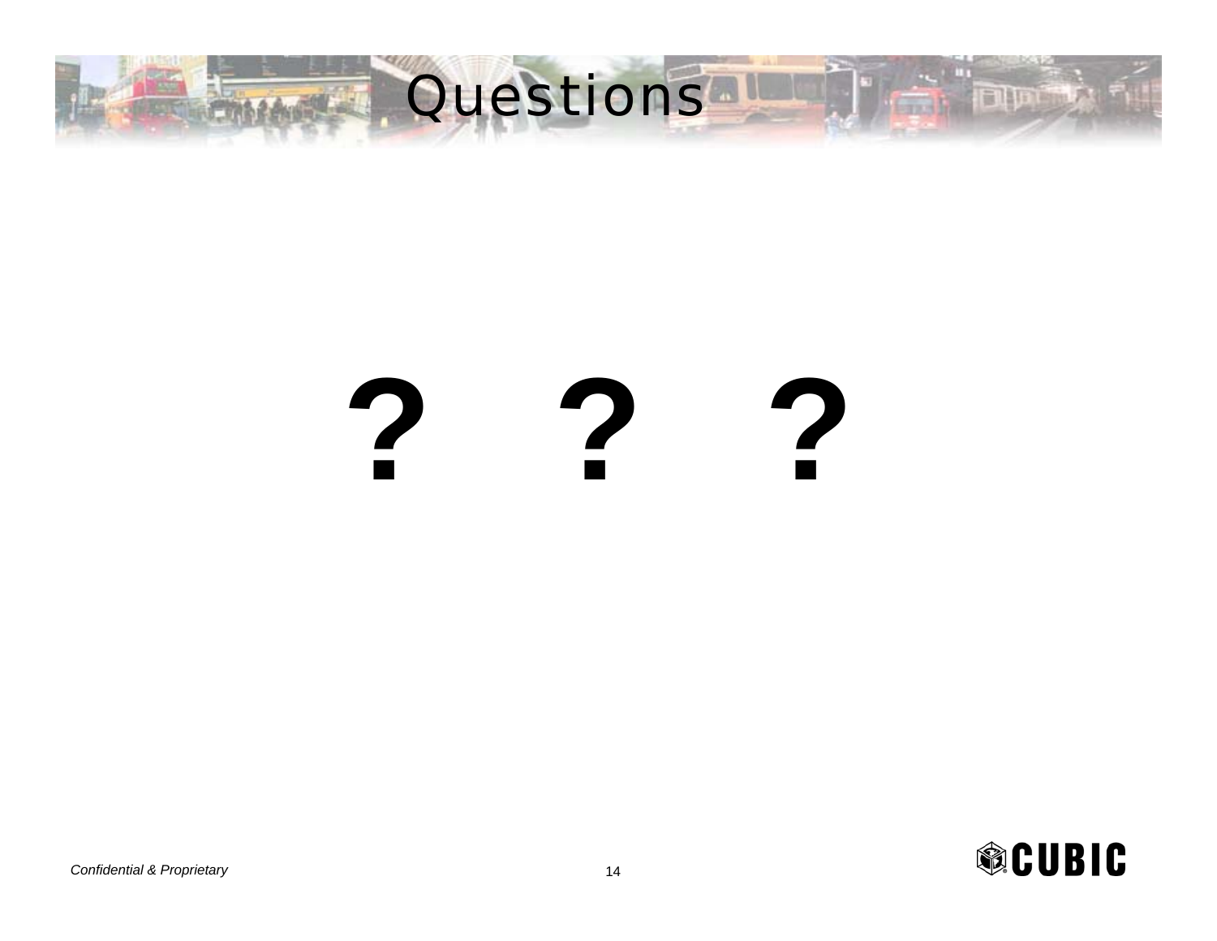# Questions

**? ? ?**

*Confidential & Proprietary*

CUBIC